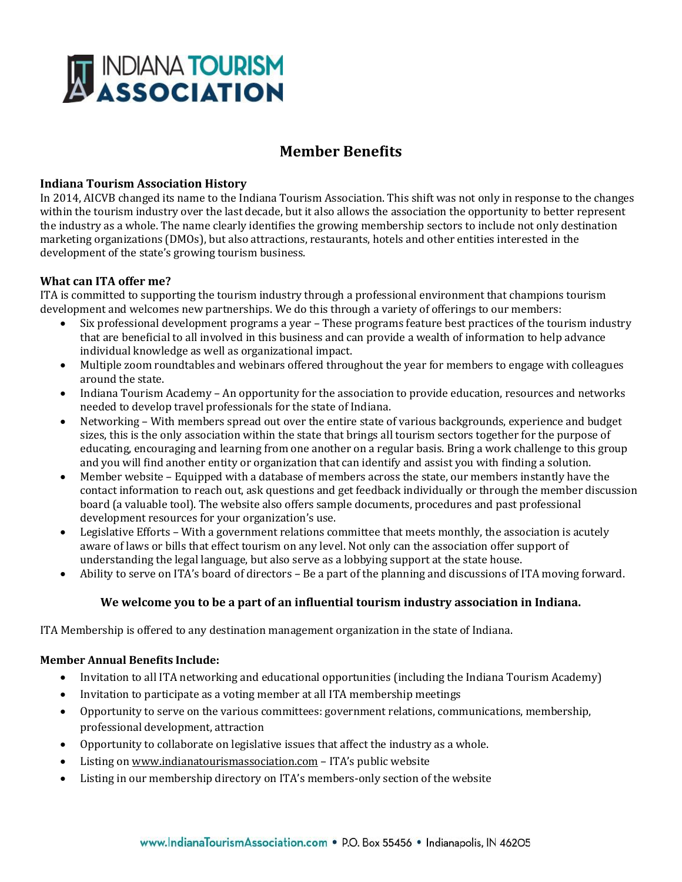# INDIANA TOURISM ASSOCIATION

## Member Benefits

### Indiana Tourism Association History

In 2014, AICVB changed its name to the Indiana Tourism Association. This shift was not only in response to the changes within the tourism industry over the last decade, but it also allows the association the opportunity to better represent the industry as a whole. The name clearly identifies the growing membership sectors to include not only destination marketing organizations (DMOs), but also attractions, restaurants, hotels and other entities interested in the development of the state's growing tourism business.

### What can ITA offer me?

ITA is committed to supporting the tourism industry through a professional environment that champions tourism development and welcomes new partnerships. We do this through a variety of offerings to our members:

- Six professional development programs a year – These programs feature best practices of the tourism industry that are beneficial to all involved in this business and can provide a wealth of information to help advance individual knowledge as well as organizational impact.
- Multiple zoom roundtables and webinars offered throughout the year for members to engage with colleagues around the state.
- Indiana Tourism Academy – An opportunity for the association to provide education, resources and networks needed to develop travel professionals for the state of Indiana.
- Networking – With members spread out over the entire state of various backgrounds, experience and budget sizes, this is the only association within the state that brings all tourism sectors together for the purpose of educating, encouraging and learning from one another on a regular basis. Bring a work challenge to this group and you will find another entity or organization that can identify and assist you with finding a solution.
- Member website – Equipped with a database of members across the state, our members instantly have the contact information to reach out, ask questions and get feedback individually or through the member discussion board (a valuable tool). The website also offers sample documents, procedures and past professional development resources for your organization's use.
- Legislative Efforts – With a government relations committee that meets monthly, the association is acutely aware of laws or bills that effect tourism on any level. Not only can the association offer support of understanding the legal language, but also serve as a lobbying support at the state house.
- Ability to serve on ITA's board of directors – Be a part of the planning and discussions of ITA moving forward.

**We welcome you to be a part of an influential tourism industry association in Indiana.**

ITA Membership is offered to any destination management organization in the state of Indiana.

### Member Annual Benefits Include:

- Invitation to all ITA networking and educational opportunities (including the Indiana Tourism Academy)
- Invitation to participate as a voting member at all ITA membership meetings
- Opportunity to serve on the various committees: government relations, communications, membership, professional development, attraction
- Opportunity to collaborate on legislative issues that affect the industry as a whole.
- Listing on www.indianatourismassociation.com – ITA's public website
- Listing in our membership directory on ITA's members-only section of the website

www.IndianaTourismAssociation.com • P.O. Box 55456 • Indianapolis, IN 46205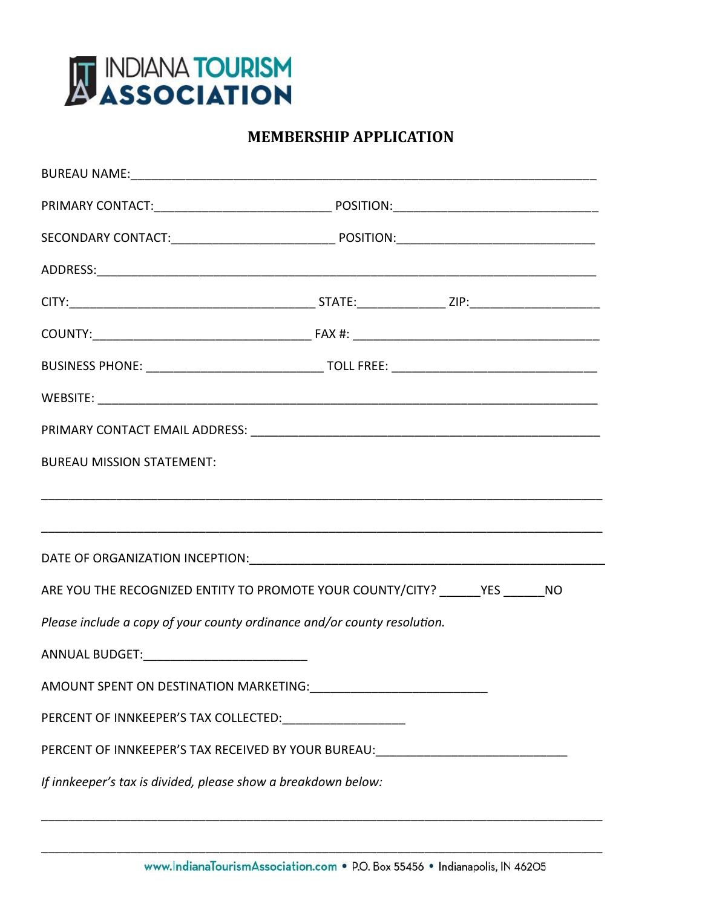INDIANA TOURISM ASSOCIATION

# MEMBERSHIP APPLICATION

BUREAU NAME:___________________________________________________________________

PRIMARY CONTACT:__________________________ POSITION:______________________________

SECONDARY CONTACT:________________________ POSITION:_____________________________

ADDRESS:_________________________________________________________________________

CITY:____________________________________ STATE:_____________ ZIP:__________________

COUNTY:________________________________ FAX #: ____________________________________

BUSINESS PHONE: __________________________ TOLL FREE: ______________________________

WEBSITE: ________________________________________________________________________

PRIMARY CONTACT EMAIL ADDRESS: ____________________________________________________

BUREAU MISSION STATEMENT:

___________________________________________________________________________________

___________________________________________________________________________________

DATE OF ORGANIZATION INCEPTION:_____________________________________________________

ARE YOU THE RECOGNIZED ENTITY TO PROMOTE YOUR COUNTY/CITY? ______YES ______NO

*Please include a copy of your county ordinance and/or county resolution.*

ANNUAL BUDGET:________________________

AMOUNT SPENT ON DESTINATION MARKETING:__________________________

PERCENT OF INNKEEPER'S TAX COLLECTED:__________________

PERCENT OF INNKEEPER'S TAX RECEIVED BY YOUR BUREAU:____________________________

*If innkeeper's tax is divided, please show a breakdown below:*

___________________________________________________________________________________

___________________________________________________________________________________

www.IndianaTourismAssociation.com • P.O. Box 55456 • Indianapolis, IN 46205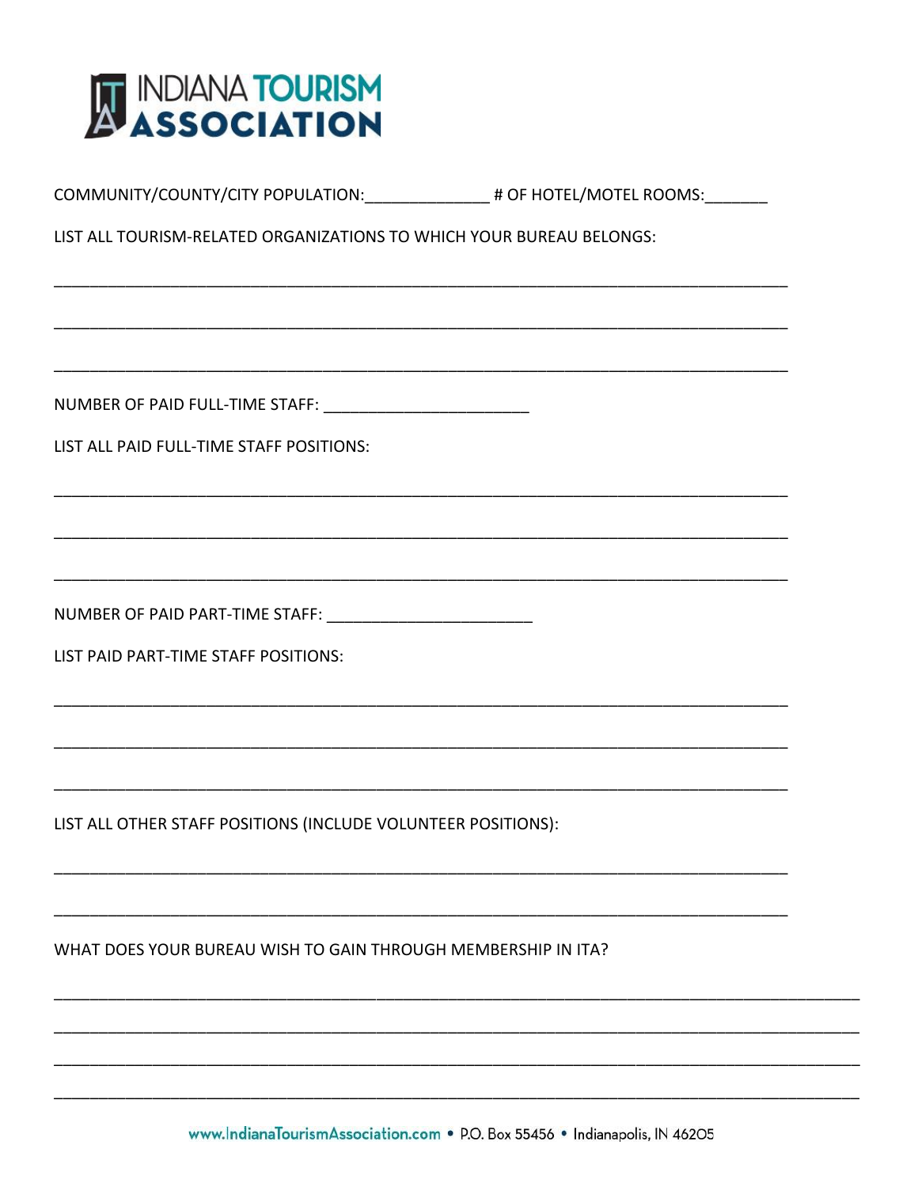# INDIANA TOURISM ASSOCIATION

COMMUNITY/COUNTY/CITY POPULATION:______________ # OF HOTEL/MOTEL ROOMS:_______

LIST ALL TOURISM-RELATED ORGANIZATIONS TO WHICH YOUR BUREAU BELONGS:

_______________________________________________________________________________

_______________________________________________________________________________

_______________________________________________________________________________

NUMBER OF PAID FULL-TIME STAFF: _______________________

LIST ALL PAID FULL-TIME STAFF POSITIONS:

_______________________________________________________________________________

_______________________________________________________________________________

_______________________________________________________________________________

NUMBER OF PAID PART-TIME STAFF: _______________________

LIST PAID PART-TIME STAFF POSITIONS:

_______________________________________________________________________________

_______________________________________________________________________________

_______________________________________________________________________________

LIST ALL OTHER STAFF POSITIONS (INCLUDE VOLUNTEER POSITIONS):

_______________________________________________________________________________

_______________________________________________________________________________

WHAT DOES YOUR BUREAU WISH TO GAIN THROUGH MEMBERSHIP IN ITA?

_______________________________________________________________________________

_______________________________________________________________________________

_______________________________________________________________________________

_______________________________________________________________________________

www.IndianaTourismAssociation.com • P.O. Box 55456 • Indianapolis, IN 46205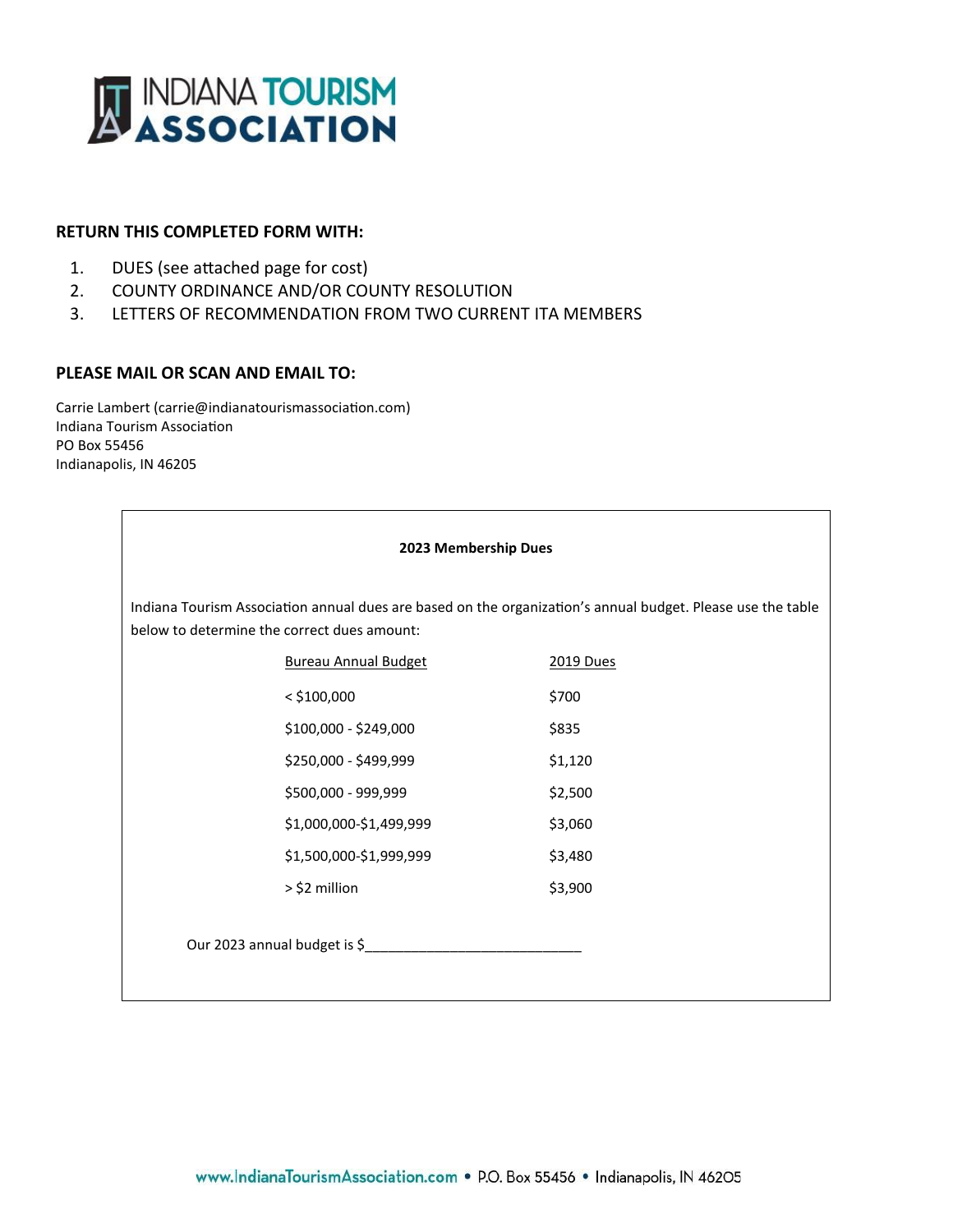# INDIANA TOURISM ASSOCIATION

**RETURN THIS COMPLETED FORM WITH:**

1. DUES (see attached page for cost)
2. COUNTY ORDINANCE AND/OR COUNTY RESOLUTION
3. LETTERS OF RECOMMENDATION FROM TWO CURRENT ITA MEMBERS

**PLEASE MAIL OR SCAN AND EMAIL TO:**

Carrie Lambert (carrie@indianatourismassociation.com)
Indiana Tourism Association
PO Box 55456
Indianapolis, IN 46205

**2023 Membership Dues**

Indiana Tourism Association annual dues are based on the organization's annual budget. Please use the table below to determine the correct dues amount:

| Bureau Annual Budget | 2019 Dues |
|---|---|
| < $100,000 | $700 |
| $100,000 - $249,000 | $835 |
| $250,000 - $499,999 | $1,120 |
| $500,000 - 999,999 | $2,500 |
| $1,000,000-$1,499,999 | $3,060 |
| $1,500,000-$1,999,999 | $3,480 |
| > $2 million | $3,900 |

Our 2023 annual budget is $____________________________

www.IndianaTourismAssociation.com • P.O. Box 55456 • Indianapolis, IN 46205